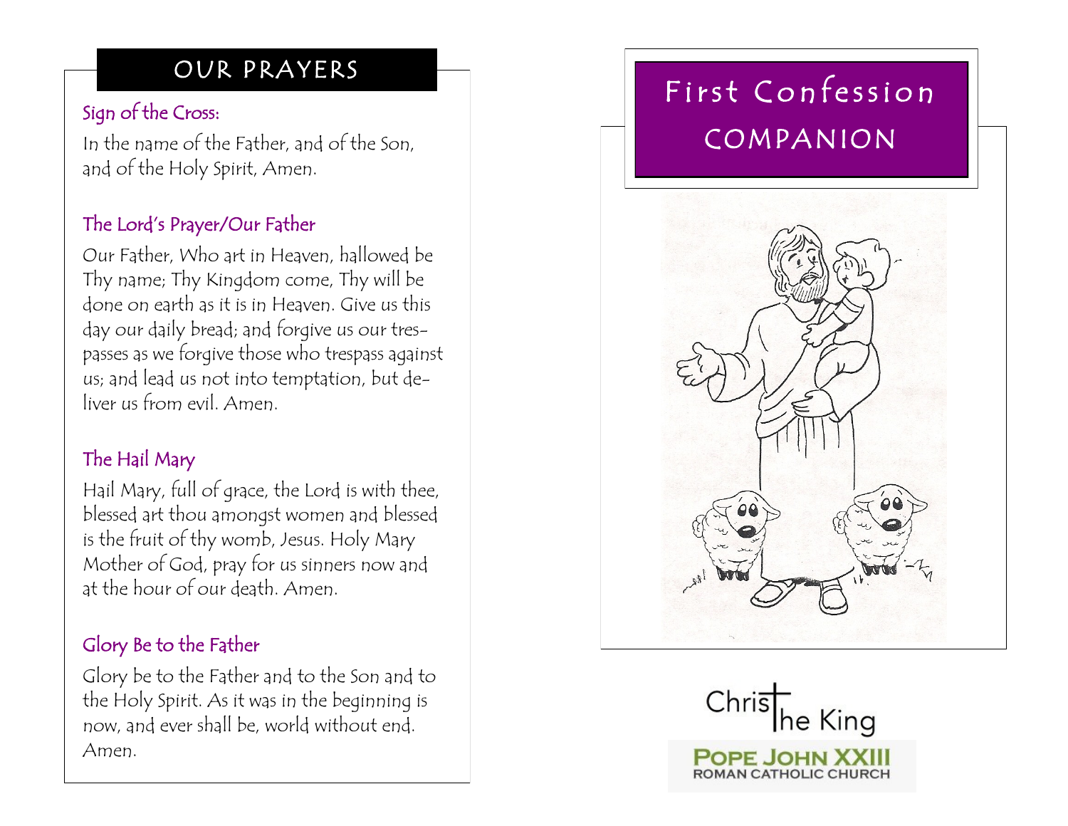## OUR PRAYERS

### Sign of the Cross:

In the name of the Father, and of the Son, and of the Holy Spirit, Amen.

### The Lord's Prayer/Our Father

Our Father, Who art in Heaven, hallowed be Thy name; Thy Kingdom come, Thy will be done on earth as it is in Heaven. Give us this day our daily bread; and forgive us our trespasses as we forgive those who trespass against us; and lead us not into temptation, but deliver us from evil. Amen.

### The Hail Mary

Hail Mary, full of grace, the Lord is with thee, blessed art thou amongst women and blessed is the fruit of thy womb, Jesus. Holy Mary Mother of God, pray for us sinners now and at the hour of our death. Amen.

### Glory Be to the Father

Glory be to the Father and to the Son and to the Holy Spirit. As it was in the beginning is now, and ever shall be, world without end. Amen.

# First Confession COMPANION

Christ the King

POPE JOHN XXIII
ROMAN CATHOLIC CHURCH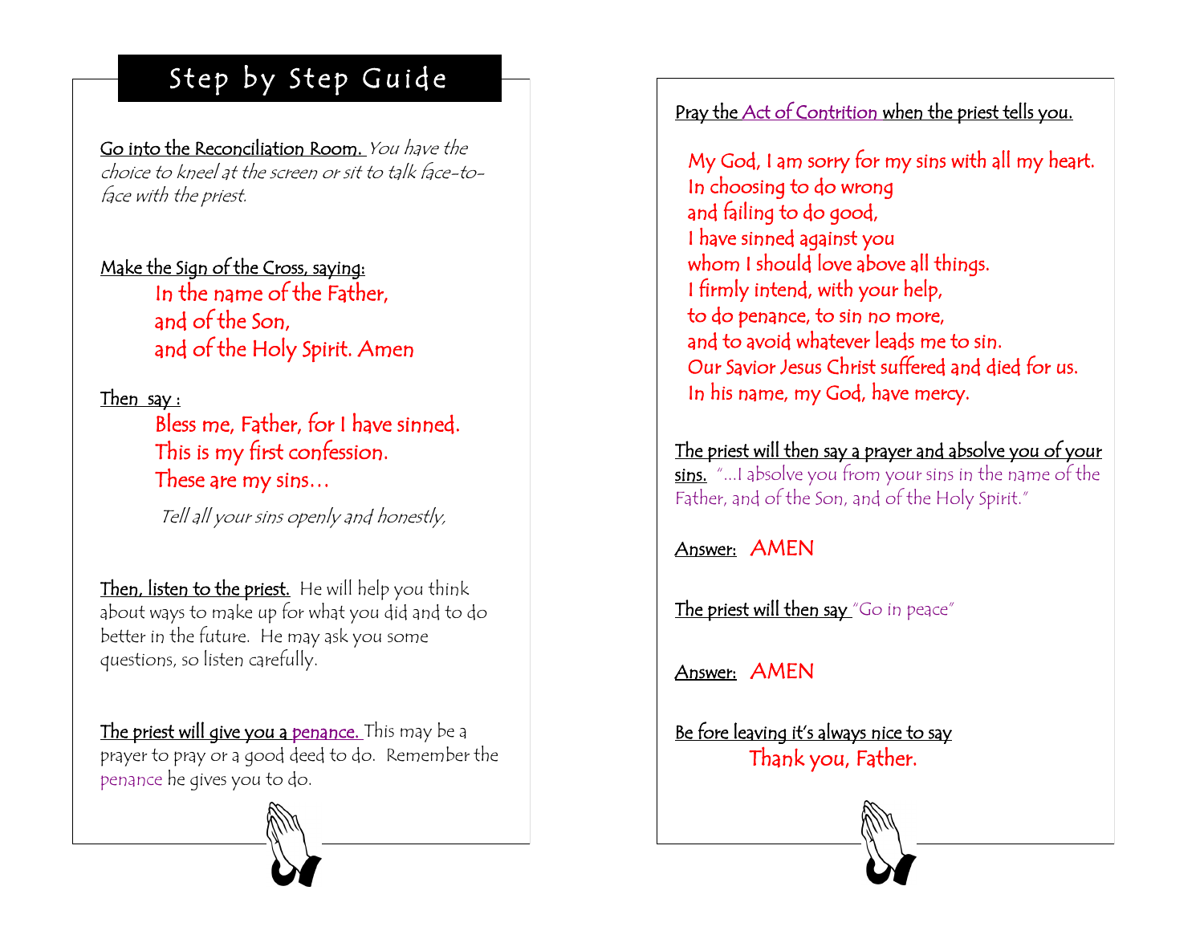# Step by Step Guide

Go into the Reconciliation Room. *You have the choice to kneel at the screen or sit to talk face-to-face with the priest.*

Make the Sign of the Cross, saying:

In the name of the Father,
and of the Son,
and of the Holy Spirit. Amen

Then say :

Bless me, Father, for I have sinned.
This is my first confession.
These are my sins…

*Tell all your sins openly and honestly,*

Then, listen to the priest. He will help you think about ways to make up for what you did and to do better in the future. He may ask you some questions, so listen carefully.

The priest will give you a penance. This may be a prayer to pray or a good deed to do. Remember the penance he gives you to do.

Pray the Act of Contrition when the priest tells you.

My God, I am sorry for my sins with all my heart.
In choosing to do wrong
and failing to do good,
I have sinned against you
whom I should love above all things.
I firmly intend, with your help,
to do penance, to sin no more,
and to avoid whatever leads me to sin.
Our Savior Jesus Christ suffered and died for us.
In his name, my God, have mercy.

The priest will then say a prayer and absolve you of your sins. "…I absolve you from your sins in the name of the Father, and of the Son, and of the Holy Spirit."

Answer: AMEN

The priest will then say "Go in peace"

Answer: AMEN

Be fore leaving it's always nice to say

Thank you, Father.